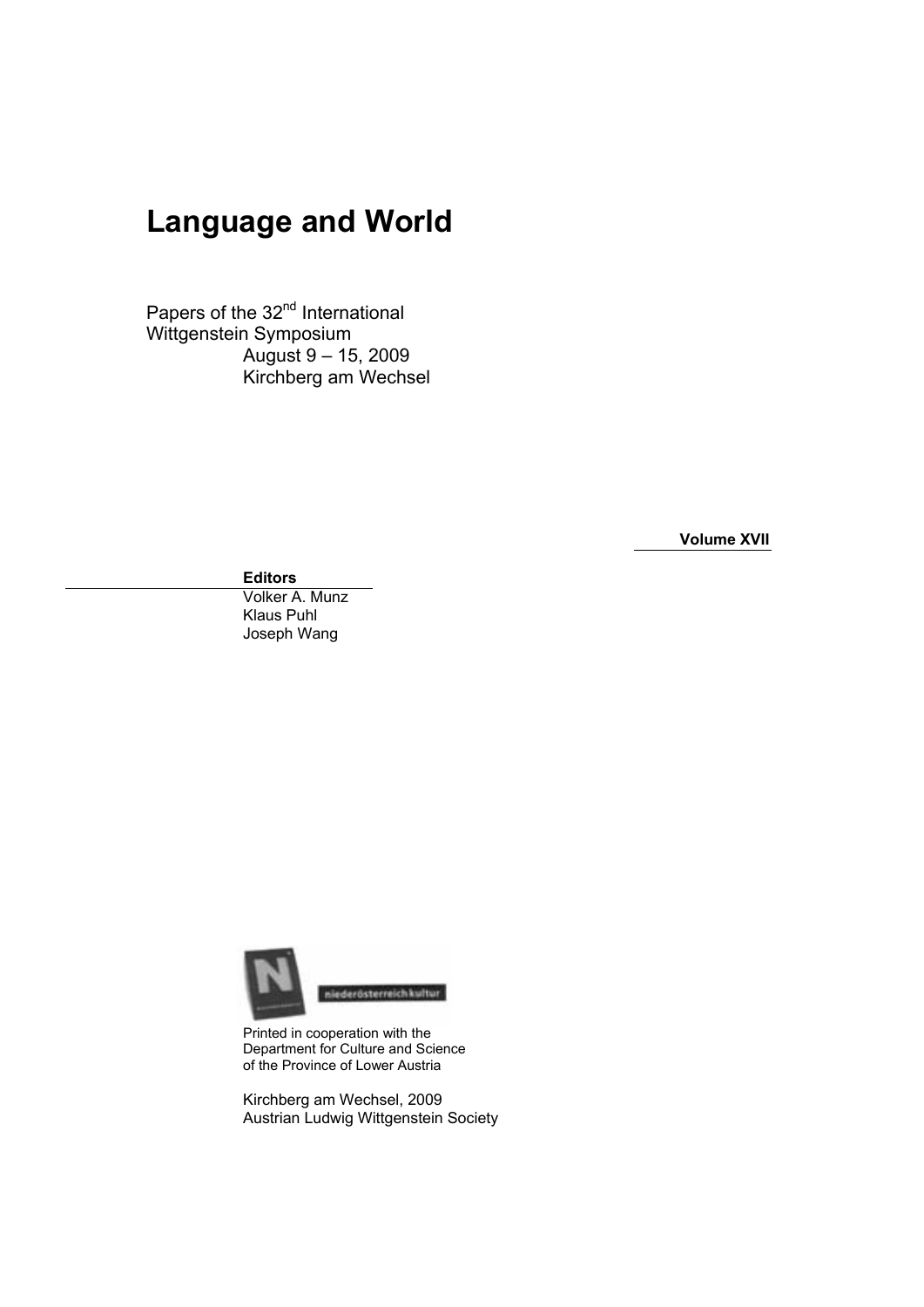# Language and World

Papers of the 32nd International Wittgenstein Symposium
August 9 – 15, 2009
Kirchberg am Wechsel

**Volume XVII**

**Editors**
Volker A. Munz
Klaus Puhl
Joseph Wang

niederösterreich kultur

Printed in cooperation with the Department for Culture and Science of the Province of Lower Austria

Kirchberg am Wechsel, 2009
Austrian Ludwig Wittgenstein Society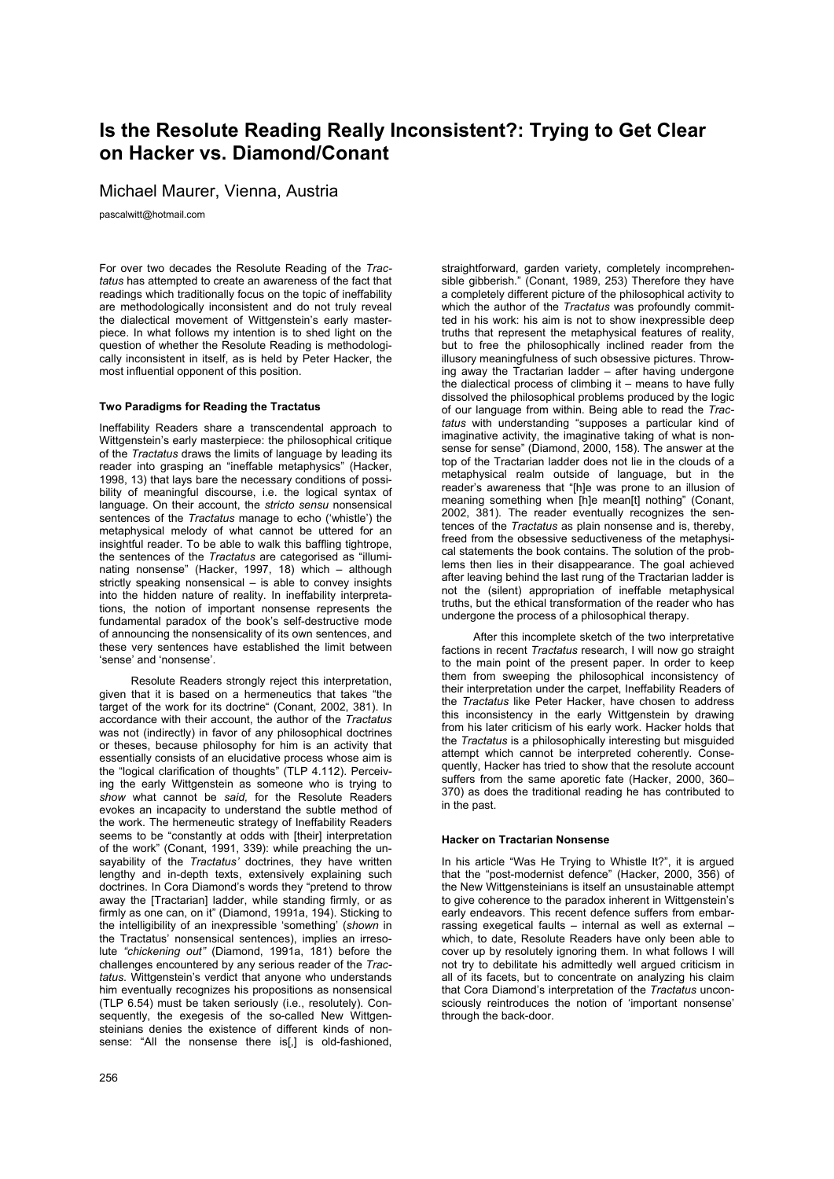# Is the Resolute Reading Really Inconsistent?: Trying to Get Clear on Hacker vs. Diamond/Conant

Michael Maurer, Vienna, Austria

pascalwitt@hotmail.com

For over two decades the Resolute Reading of the *Tractatus* has attempted to create an awareness of the fact that readings which traditionally focus on the topic of ineffability are methodologically inconsistent and do not truly reveal the dialectical movement of Wittgenstein's early masterpiece. In what follows my intention is to shed light on the question of whether the Resolute Reading is methodologically inconsistent in itself, as is held by Peter Hacker, the most influential opponent of this position.

### Two Paradigms for Reading the Tractatus

Ineffability Readers share a transcendental approach to Wittgenstein's early masterpiece: the philosophical critique of the *Tractatus* draws the limits of language by leading its reader into grasping an "ineffable metaphysics" (Hacker, 1998, 13) that lays bare the necessary conditions of possibility of meaningful discourse, i.e. the logical syntax of language. On their account, the *stricto sensu* nonsensical sentences of the *Tractatus* manage to echo ('whistle') the metaphysical melody of what cannot be uttered for an insightful reader. To be able to walk this baffling tightrope, the sentences of the *Tractatus* are categorised as "illuminating nonsense" (Hacker, 1997, 18) which – although strictly speaking nonsensical – is able to convey insights into the hidden nature of reality. In ineffability interpretations, the notion of important nonsense represents the fundamental paradox of the book's self-destructive mode of announcing the nonsensicality of its own sentences, and these very sentences have established the limit between 'sense' and 'nonsense'.

Resolute Readers strongly reject this interpretation, given that it is based on a hermeneutics that takes "the target of the work for its doctrine" (Conant, 2002, 381). In accordance with their account, the author of the *Tractatus* was not (indirectly) in favor of any philosophical doctrines or theses, because philosophy for him is an activity that essentially consists of an elucidative process whose aim is the "logical clarification of thoughts" (TLP 4.112). Perceiving the early Wittgenstein as someone who is trying to *show* what cannot be *said,* for the Resolute Readers evokes an incapacity to understand the subtle method of the work. The hermeneutic strategy of Ineffability Readers seems to be "constantly at odds with [their] interpretation of the work" (Conant, 1991, 339): while preaching the unsayability of the *Tractatus'* doctrines, they have written lengthy and in-depth texts, extensively explaining such doctrines. In Cora Diamond's words they "pretend to throw away the [Tractarian] ladder, while standing firmly, or as firmly as one can, on it" (Diamond, 1991a, 194). Sticking to the intelligibility of an inexpressible 'something' (*shown* in the Tractatus' nonsensical sentences), implies an irresolute *"chickening out"* (Diamond, 1991a, 181) before the challenges encountered by any serious reader of the *Tractatus.* Wittgenstein's verdict that anyone who understands him eventually recognizes his propositions as nonsensical (TLP 6.54) must be taken seriously (i.e., resolutely). Consequently, the exegesis of the so-called New Wittgensteinians denies the existence of different kinds of nonsense: "All the nonsense there is[,] is old-fashioned, straightforward, garden variety, completely incomprehensible gibberish." (Conant, 1989, 253) Therefore they have a completely different picture of the philosophical activity to which the author of the *Tractatus* was profoundly committed in his work: his aim is not to show inexpressible deep truths that represent the metaphysical features of reality, but to free the philosophically inclined reader from the illusory meaningfulness of such obsessive pictures. Throwing away the Tractarian ladder – after having undergone the dialectical process of climbing it – means to have fully dissolved the philosophical problems produced by the logic of our language from within. Being able to read the *Tractatus* with understanding "supposes a particular kind of imaginative activity, the imaginative taking of what is nonsense for sense" (Diamond, 2000, 158). The answer at the top of the Tractarian ladder does not lie in the clouds of a metaphysical realm outside of language, but in the reader's awareness that "[h]e was prone to an illusion of meaning something when [h]e mean[t] nothing" (Conant, 2002, 381). The reader eventually recognizes the sentences of the *Tractatus* as plain nonsense and is, thereby, freed from the obsessive seductiveness of the metaphysical statements the book contains. The solution of the problems then lies in their disappearance. The goal achieved after leaving behind the last rung of the Tractarian ladder is not the (silent) appropriation of ineffable metaphysical truths, but the ethical transformation of the reader who has undergone the process of a philosophical therapy.

After this incomplete sketch of the two interpretative factions in recent *Tractatus* research, I will now go straight to the main point of the present paper. In order to keep them from sweeping the philosophical inconsistency of their interpretation under the carpet, Ineffability Readers of the *Tractatus* like Peter Hacker, have chosen to address this inconsistency in the early Wittgenstein by drawing from his later criticism of his early work. Hacker holds that the *Tractatus* is a philosophically interesting but misguided attempt which cannot be interpreted coherently. Consequently, Hacker has tried to show that the resolute account suffers from the same aporetic fate (Hacker, 2000, 360–370) as does the traditional reading he has contributed to in the past.

### Hacker on Tractarian Nonsense

In his article "Was He Trying to Whistle It?", it is argued that the "post-modernist defence" (Hacker, 2000, 356) of the New Wittgensteinians is itself an unsustainable attempt to give coherence to the paradox inherent in Wittgenstein's early endeavors. This recent defence suffers from embarrassing exegetical faults – internal as well as external – which, to date, Resolute Readers have only been able to cover up by resolutely ignoring them. In what follows I will not try to debilitate his admittedly well argued criticism in all of its facets, but to concentrate on analyzing his claim that Cora Diamond's interpretation of the *Tractatus* unconsciously reintroduces the notion of 'important nonsense' through the back-door.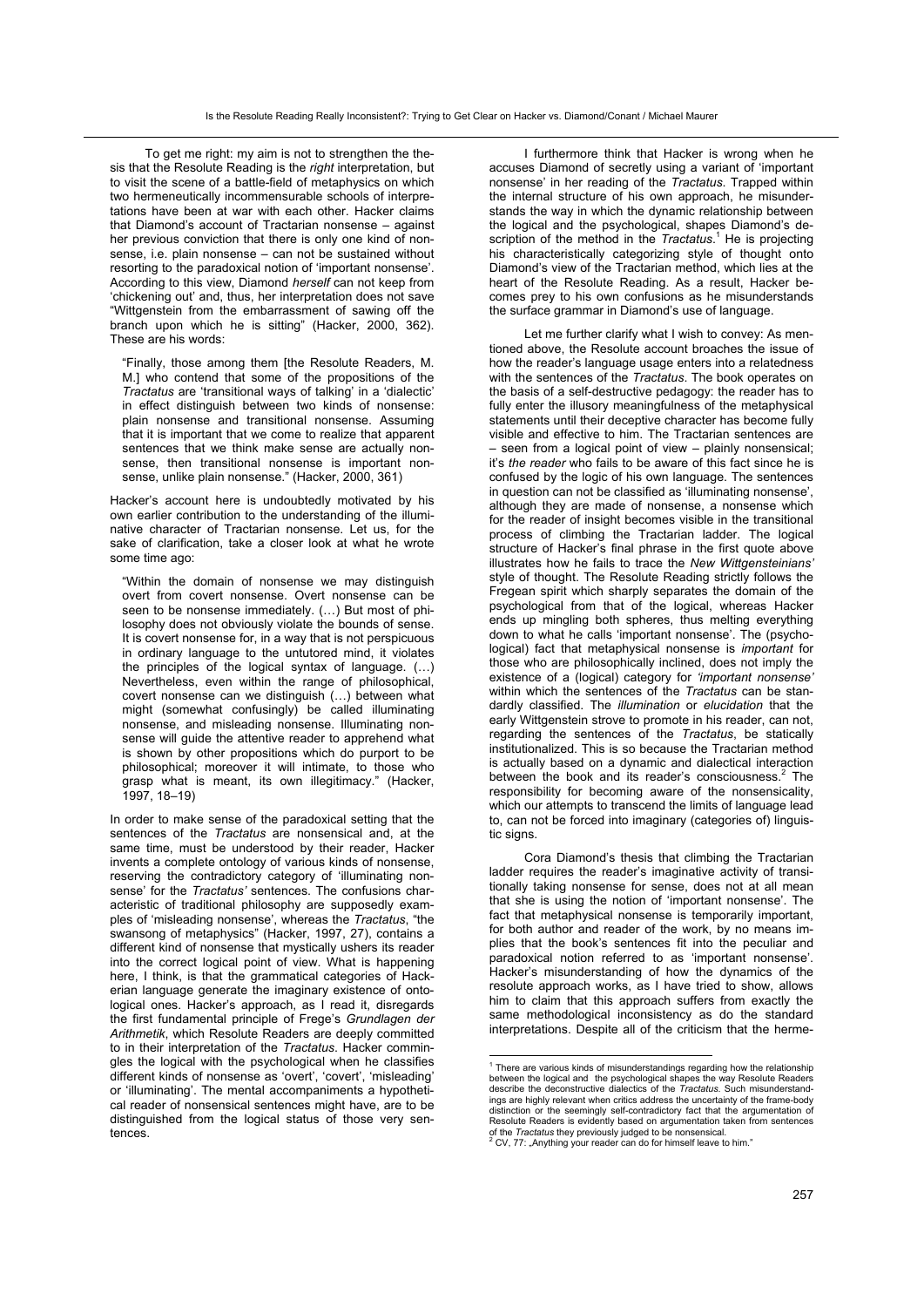To get me right: my aim is not to strengthen the thesis that the Resolute Reading is the *right* interpretation, but to visit the scene of a battle-field of metaphysics on which two hermeneutically incommensurable schools of interpretations have been at war with each other. Hacker claims that Diamond's account of Tractarian nonsense – against her previous conviction that there is only one kind of nonsense, i.e. plain nonsense – can not be sustained without resorting to the paradoxical notion of 'important nonsense'. According to this view, Diamond *herself* can not keep from 'chickening out' and, thus, her interpretation does not save "Wittgenstein from the embarrassment of sawing off the branch upon which he is sitting" (Hacker, 2000, 362). These are his words:

> "Finally, those among them [the Resolute Readers, M. M.] who contend that some of the propositions of the *Tractatus* are 'transitional ways of talking' in a 'dialectic' in effect distinguish between two kinds of nonsense: plain nonsense and transitional nonsense. Assuming that it is important that we come to realize that apparent sentences that we think make sense are actually nonsense, then transitional nonsense is important nonsense, unlike plain nonsense." (Hacker, 2000, 361)

Hacker's account here is undoubtedly motivated by his own earlier contribution to the understanding of the illuminative character of Tractarian nonsense. Let us, for the sake of clarification, take a closer look at what he wrote some time ago:

> "Within the domain of nonsense we may distinguish overt from covert nonsense. Overt nonsense can be seen to be nonsense immediately. (…) But most of philosophy does not obviously violate the bounds of sense. It is covert nonsense for, in a way that is not perspicuous in ordinary language to the untutored mind, it violates the principles of the logical syntax of language. (…) Nevertheless, even within the range of philosophical, covert nonsense can we distinguish (…) between what might (somewhat confusingly) be called illuminating nonsense, and misleading nonsense. Illuminating nonsense will guide the attentive reader to apprehend what is shown by other propositions which do purport to be philosophical; moreover it will intimate, to those who grasp what is meant, its own illegitimacy." (Hacker, 1997, 18–19)

In order to make sense of the paradoxical setting that the sentences of the *Tractatus* are nonsensical and, at the same time, must be understood by their reader, Hacker invents a complete ontology of various kinds of nonsense, reserving the contradictory category of 'illuminating nonsense' for the *Tractatus'* sentences. The confusions characteristic of traditional philosophy are supposedly examples of 'misleading nonsense', whereas the *Tractatus*, "the swansong of metaphysics" (Hacker, 1997, 27), contains a different kind of nonsense that mystically ushers its reader into the correct logical point of view. What is happening here, I think, is that the grammatical categories of Hackerian language generate the imaginary existence of ontological ones. Hacker's approach, as I read it, disregards the first fundamental principle of Frege's *Grundlagen der Arithmetik*, which Resolute Readers are deeply committed to in their interpretation of the *Tractatus*. Hacker commingles the logical with the psychological when he classifies different kinds of nonsense as 'overt', 'covert', 'misleading' or 'illuminating'. The mental accompaniments a hypothetical reader of nonsensical sentences might have, are to be distinguished from the logical status of those very sentences.

I furthermore think that Hacker is wrong when he accuses Diamond of secretly using a variant of 'important nonsense' in her reading of the *Tractatus*. Trapped within the internal structure of his own approach, he misunderstands the way in which the dynamic relationship between the logical and the psychological, shapes Diamond's description of the method in the *Tractatus*.[1] He is projecting his characteristically categorizing style of thought onto Diamond's view of the Tractarian method, which lies at the heart of the Resolute Reading. As a result, Hacker becomes prey to his own confusions as he misunderstands the surface grammar in Diamond's use of language.

Let me further clarify what I wish to convey: As mentioned above, the Resolute account broaches the issue of how the reader's language usage enters into a relatedness with the sentences of the *Tractatus*. The book operates on the basis of a self-destructive pedagogy: the reader has to fully enter the illusory meaningfulness of the metaphysical statements until their deceptive character has become fully visible and effective to him. The Tractarian sentences are – seen from a logical point of view – plainly nonsensical; it's *the reader* who fails to be aware of this fact since he is confused by the logic of his own language. The sentences in question can not be classified as 'illuminating nonsense', although they are made of nonsense, a nonsense which for the reader of insight becomes visible in the transitional process of climbing the Tractarian ladder. The logical structure of Hacker's final phrase in the first quote above illustrates how he fails to trace the *New Wittgensteinians'* style of thought. The Resolute Reading strictly follows the Fregean spirit which sharply separates the domain of the psychological from that of the logical, whereas Hacker ends up mingling both spheres, thus melting everything down to what he calls 'important nonsense'. The (psychological) fact that metaphysical nonsense is *important* for those who are philosophically inclined, does not imply the existence of a (logical) category for *'important nonsense'* within which the sentences of the *Tractatus* can be standardly classified. The *illumination* or *elucidation* that the early Wittgenstein strove to promote in his reader, can not, regarding the sentences of the *Tractatus*, be statically institutionalized. This is so because the Tractarian method is actually based on a dynamic and dialectical interaction between the book and its reader's consciousness.[2] The responsibility for becoming aware of the nonsensicality, which our attempts to transcend the limits of language lead to, can not be forced into imaginary (categories of) linguistic signs.

Cora Diamond's thesis that climbing the Tractarian ladder requires the reader's imaginative activity of transitionally taking nonsense for sense, does not at all mean that she is using the notion of 'important nonsense'. The fact that metaphysical nonsense is temporarily important, for both author and reader of the work, by no means implies that the book's sentences fit into the peculiar and paradoxical notion referred to as 'important nonsense'. Hacker's misunderstanding of how the dynamics of the resolute approach works, as I have tried to show, allows him to claim that this approach suffers from exactly the same methodological inconsistency as do the standard interpretations. Despite all of the criticism that the herme-

---

[1] There are various kinds of misunderstandings regarding how the relationship between the logical and the psychological shapes the way Resolute Readers describe the deconstructive dialectics of the *Tractatus*. Such misunderstandings are highly relevant when critics address the uncertainty of the frame-body distinction or the seemingly self-contradictory fact that the argumentation of Resolute Readers is evidently based on argumentation taken from sentences of the *Tractatus* they previously judged to be nonsensical.

[2] CV, 77: „Anything your reader can do for himself leave to him."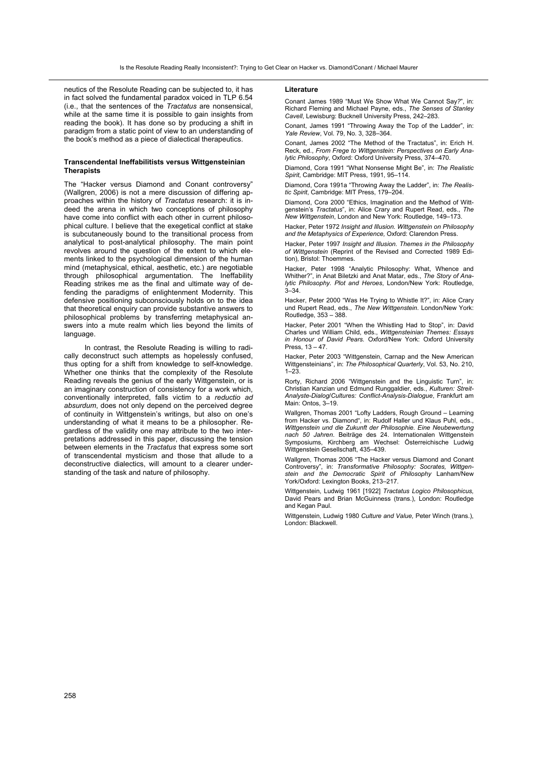neutics of the Resolute Reading can be subjected to, it has in fact solved the fundamental paradox voiced in TLP 6.54 (i.e., that the sentences of the *Tractatus* are nonsensical, while at the same time it is possible to gain insights from reading the book). It has done so by producing a shift in paradigm from a static point of view to an understanding of the book's method as a piece of dialectical therapeutics.

### Transcendental Ineffabilitists versus Wittgensteinian Therapists

The "Hacker versus Diamond and Conant controversy" (Wallgren, 2006) is not a mere discussion of differing approaches within the history of *Tractatus* research: it is indeed the arena in which two conceptions of philosophy have come into conflict with each other in current philosophical culture. I believe that the exegetical conflict at stake is subcutaneously bound to the transitional process from analytical to post-analytical philosophy. The main point revolves around the question of the extent to which elements linked to the psychological dimension of the human mind (metaphysical, ethical, aesthetic, etc.) are negotiable through philosophical argumentation. The Ineffability Reading strikes me as the final and ultimate way of defending the paradigms of enlightenment Modernity. This defensive positioning subconsciously holds on to the idea that theoretical enquiry can provide substantive answers to philosophical problems by transferring metaphysical answers into a mute realm which lies beyond the limits of language.

In contrast, the Resolute Reading is willing to radically deconstruct such attempts as hopelessly confused, thus opting for a shift from knowledge to self-knowledge. Whether one thinks that the complexity of the Resolute Reading reveals the genius of the early Wittgenstein, or is an imaginary construction of consistency for a work which, conventionally interpreted, falls victim to a *reductio ad absurdum*, does not only depend on the perceived degree of continuity in Wittgenstein's writings, but also on one's understanding of what it means to be a philosopher. Regardless of the validity one may attribute to the two interpretations addressed in this paper, discussing the tension between elements in the *Tractatus* that express some sort of transcendental mysticism and those that allude to a deconstructive dialectics, will amount to a clearer understanding of the task and nature of philosophy.

### Literature

Conant James 1989 "Must We Show What We Cannot Say?", in: Richard Fleming and Michael Payne, eds., *The Senses of Stanley Cavell*, Lewisburg: Bucknell University Press, 242–283.

Conant, James 1991 "Throwing Away the Top of the Ladder", in: *Yale Review*, Vol. 79, No. 3, 328–364.

Conant, James 2002 "The Method of the Tractatus", in: Erich H. Reck, ed., *From Frege to Wittgenstein: Perspectives on Early Analytic Philosophy*, Oxford: Oxford University Press, 374–470.

Diamond, Cora 1991 "What Nonsense Might Be", in: *The Realistic Spirit*, Cambridge: MIT Press, 1991, 95–114.

Diamond, Cora 1991a "Throwing Away the Ladder", in: *The Realistic Spirit*, Cambridge: MIT Press, 179–204.

Diamond, Cora 2000 "Ethics, Imagination and the Method of Wittgenstein's *Tractatus*", in: Alice Crary and Rupert Read, eds., *The New Wittgenstein*, London and New York: Routledge, 149–173.

Hacker, Peter 1972 *Insight and Illusion. Wittgenstein on Philosophy and the Metaphysics of Experience,* Oxford: Clarendon Press.

Hacker, Peter 1997 *Insight and Illusion. Themes in the Philosophy of Wittgenstein* (Reprint of the Revised and Corrected 1989 Edition), Bristol: Thoemmes.

Hacker, Peter 1998 "Analytic Philosophy: What, Whence and Whither?", in Anat Biletzki and Anat Matar, eds., *The Story of Analytic Philosophy. Plot and Heroes*, London/New York: Routledge, 3–34.

Hacker, Peter 2000 "Was He Trying to Whistle It?", in: Alice Crary und Rupert Read, eds., *The New Wittgenstein*. London/New York: Routledge, 353 – 388.

Hacker, Peter 2001 "When the Whistling Had to Stop", in: David Charles und William Child, eds., *Wittgensteinian Themes: Essays in Honour of David Pears.* Oxford/New York: Oxford University Press, 13 – 47.

Hacker, Peter 2003 "Wittgenstein, Carnap and the New American Wittgensteinians", in: *The Philosophical Quarterly*, Vol. 53, No. 210, 1–23.

Rorty, Richard 2006 "Wittgenstein and the Linguistic Turn", in: Christian Kanzian und Edmund Runggaldier, eds., *Kulturen: Streit-Analyste-Dialog/Cultures: Conflict-Analysis-Dialogue*, Frankfurt am Main: Ontos, 3–19.

Wallgren, Thomas 2001 "Lofty Ladders, Rough Ground – Learning from Hacker vs. Diamond", in: Rudolf Haller und Klaus Puhl, eds., *Wittgenstein und die Zukunft der Philosophie. Eine Neubewertung nach 50 Jahren.* Beiträge des 24. Internationalen Wittgenstein Symposiums, Kirchberg am Wechsel: Österreichische Ludwig Wittgenstein Gesellschaft, 435–439.

Wallgren, Thomas 2006 "The Hacker versus Diamond and Conant Controversy", in: *Transformative Philosophy: Socrates, Wittgenstein and the Democratic Spirit of Philosophy* Lanham/New York/Oxford: Lexington Books, 213–217.

Wittgenstein, Ludwig 1961 [1922] *Tractatus Logico Philosophicus,* David Pears and Brian McGuinness (trans.), London: Routledge and Kegan Paul.

Wittgenstein, Ludwig 1980 *Culture and Value,* Peter Winch (trans.), London: Blackwell.